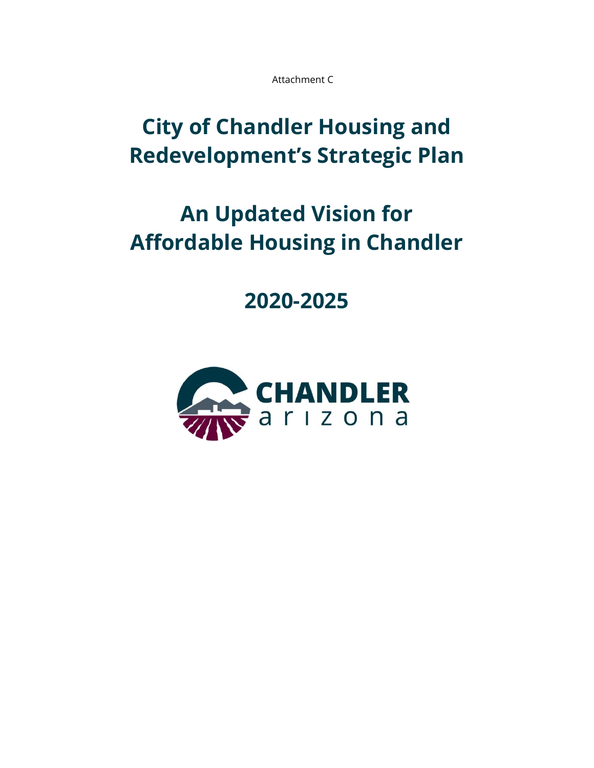Attachment C

# City of Chandler Housing and Redevelopment's Strategic Plan

# An Updated Vision for Affordable Housing in Chandler

# 2020-2025

CHANDLER
arizona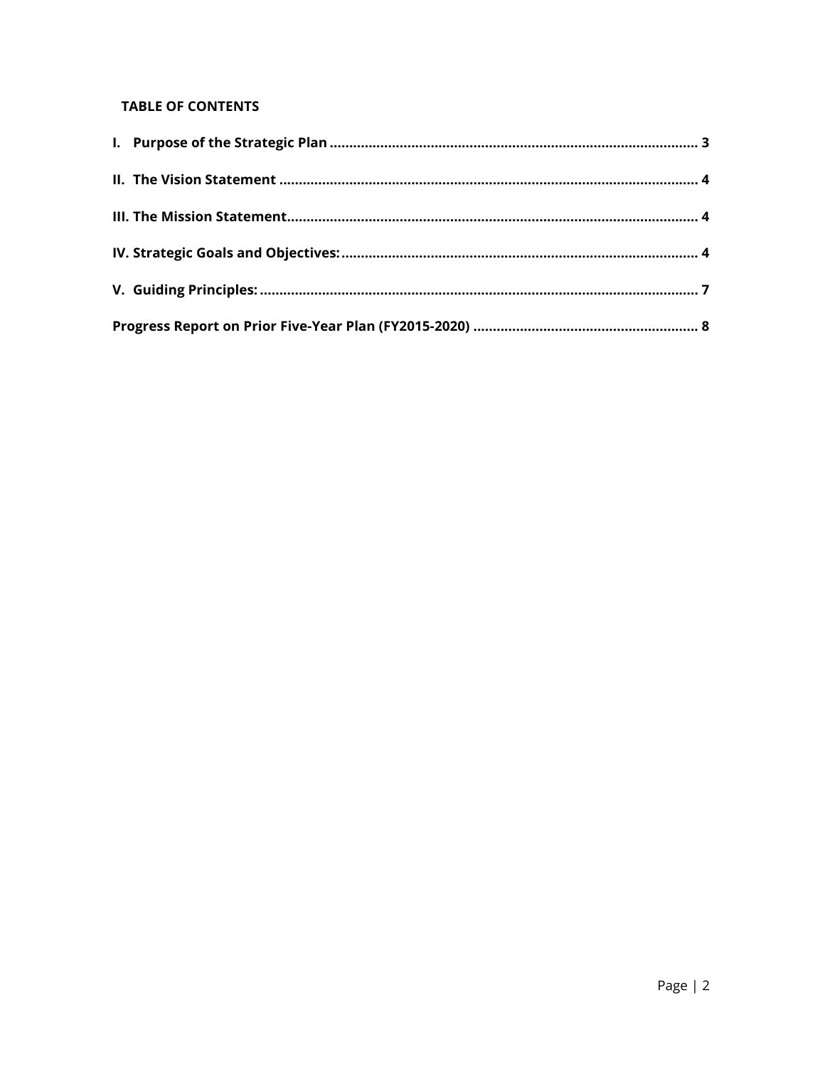**TABLE OF CONTENTS**

**I. Purpose of the Strategic Plan .............................................................................................. 3**

**II. The Vision Statement ........................................................................................................... 4**

**III. The Mission Statement........................................................................................................ 4**

**IV. Strategic Goals and Objectives:........................................................................................... 4**

**V. Guiding Principles: ............................................................................................................... 7**

**Progress Report on Prior Five-Year Plan (FY2015-2020) .......................................................... 8**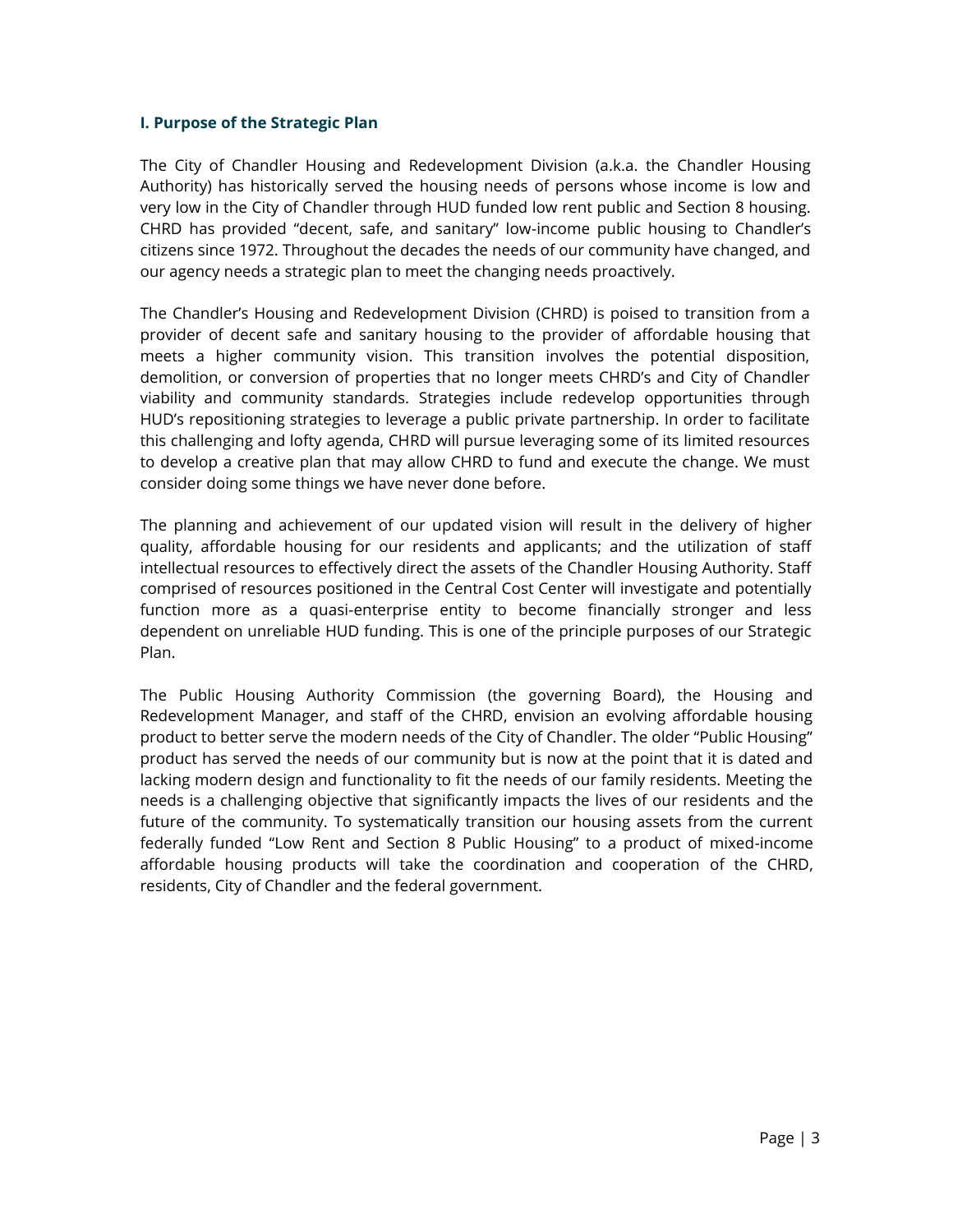## I. Purpose of the Strategic Plan

The City of Chandler Housing and Redevelopment Division (a.k.a. the Chandler Housing Authority) has historically served the housing needs of persons whose income is low and very low in the City of Chandler through HUD funded low rent public and Section 8 housing. CHRD has provided "decent, safe, and sanitary" low-income public housing to Chandler's citizens since 1972. Throughout the decades the needs of our community have changed, and our agency needs a strategic plan to meet the changing needs proactively.

The Chandler's Housing and Redevelopment Division (CHRD) is poised to transition from a provider of decent safe and sanitary housing to the provider of affordable housing that meets a higher community vision. This transition involves the potential disposition, demolition, or conversion of properties that no longer meets CHRD's and City of Chandler viability and community standards. Strategies include redevelop opportunities through HUD's repositioning strategies to leverage a public private partnership. In order to facilitate this challenging and lofty agenda, CHRD will pursue leveraging some of its limited resources to develop a creative plan that may allow CHRD to fund and execute the change. We must consider doing some things we have never done before.

The planning and achievement of our updated vision will result in the delivery of higher quality, affordable housing for our residents and applicants; and the utilization of staff intellectual resources to effectively direct the assets of the Chandler Housing Authority. Staff comprised of resources positioned in the Central Cost Center will investigate and potentially function more as a quasi-enterprise entity to become financially stronger and less dependent on unreliable HUD funding. This is one of the principle purposes of our Strategic Plan.

The Public Housing Authority Commission (the governing Board), the Housing and Redevelopment Manager, and staff of the CHRD, envision an evolving affordable housing product to better serve the modern needs of the City of Chandler. The older "Public Housing" product has served the needs of our community but is now at the point that it is dated and lacking modern design and functionality to fit the needs of our family residents. Meeting the needs is a challenging objective that significantly impacts the lives of our residents and the future of the community. To systematically transition our housing assets from the current federally funded "Low Rent and Section 8 Public Housing" to a product of mixed-income affordable housing products will take the coordination and cooperation of the CHRD, residents, City of Chandler and the federal government.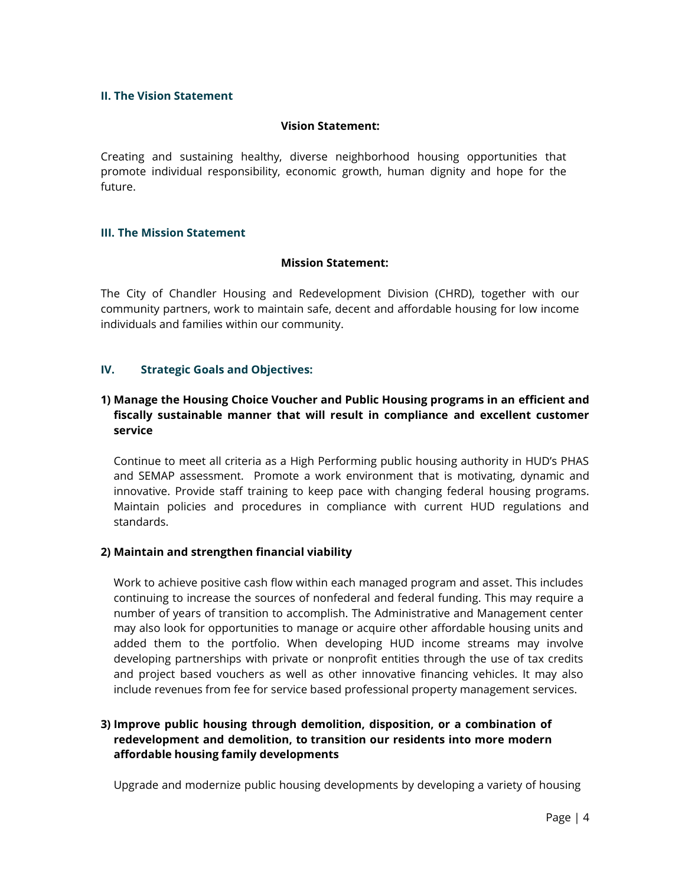## II. The Vision Statement

**Vision Statement:**

Creating and sustaining healthy, diverse neighborhood housing opportunities that promote individual responsibility, economic growth, human dignity and hope for the future.

## III. The Mission Statement

**Mission Statement:**

The City of Chandler Housing and Redevelopment Division (CHRD), together with our community partners, work to maintain safe, decent and affordable housing for low income individuals and families within our community.

## IV. Strategic Goals and Objectives:

**1) Manage the Housing Choice Voucher and Public Housing programs in an efficient and fiscally sustainable manner that will result in compliance and excellent customer service**

Continue to meet all criteria as a High Performing public housing authority in HUD's PHAS and SEMAP assessment. Promote a work environment that is motivating, dynamic and innovative. Provide staff training to keep pace with changing federal housing programs. Maintain policies and procedures in compliance with current HUD regulations and standards.

**2) Maintain and strengthen financial viability**

Work to achieve positive cash flow within each managed program and asset. This includes continuing to increase the sources of nonfederal and federal funding. This may require a number of years of transition to accomplish. The Administrative and Management center may also look for opportunities to manage or acquire other affordable housing units and added them to the portfolio. When developing HUD income streams may involve developing partnerships with private or nonprofit entities through the use of tax credits and project based vouchers as well as other innovative financing vehicles. It may also include revenues from fee for service based professional property management services.

**3) Improve public housing through demolition, disposition, or a combination of redevelopment and demolition, to transition our residents into more modern affordable housing family developments**

Upgrade and modernize public housing developments by developing a variety of housing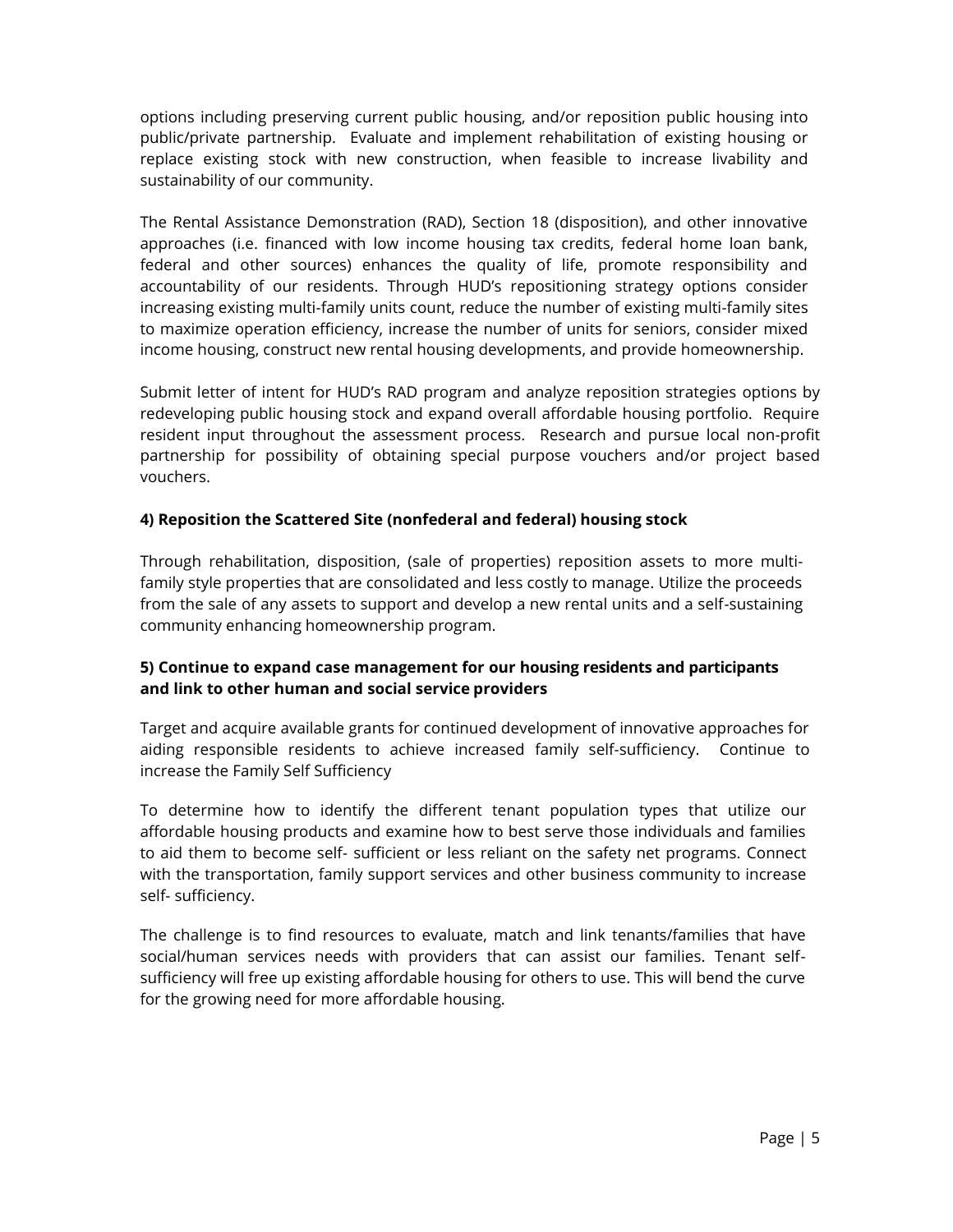options including preserving current public housing, and/or reposition public housing into public/private partnership. Evaluate and implement rehabilitation of existing housing or replace existing stock with new construction, when feasible to increase livability and sustainability of our community.

The Rental Assistance Demonstration (RAD), Section 18 (disposition), and other innovative approaches (i.e. financed with low income housing tax credits, federal home loan bank, federal and other sources) enhances the quality of life, promote responsibility and accountability of our residents. Through HUD's repositioning strategy options consider increasing existing multi-family units count, reduce the number of existing multi-family sites to maximize operation efficiency, increase the number of units for seniors, consider mixed income housing, construct new rental housing developments, and provide homeownership.

Submit letter of intent for HUD's RAD program and analyze reposition strategies options by redeveloping public housing stock and expand overall affordable housing portfolio. Require resident input throughout the assessment process. Research and pursue local non-profit partnership for possibility of obtaining special purpose vouchers and/or project based vouchers.

**4) Reposition the Scattered Site (nonfederal and federal) housing stock**

Through rehabilitation, disposition, (sale of properties) reposition assets to more multi-family style properties that are consolidated and less costly to manage. Utilize the proceeds from the sale of any assets to support and develop a new rental units and a self-sustaining community enhancing homeownership program.

**5) Continue to expand case management for our housing residents and participants and link to other human and social service providers**

Target and acquire available grants for continued development of innovative approaches for aiding responsible residents to achieve increased family self-sufficiency. Continue to increase the Family Self Sufficiency

To determine how to identify the different tenant population types that utilize our affordable housing products and examine how to best serve those individuals and families to aid them to become self- sufficient or less reliant on the safety net programs. Connect with the transportation, family support services and other business community to increase self- sufficiency.

The challenge is to find resources to evaluate, match and link tenants/families that have social/human services needs with providers that can assist our families. Tenant self-sufficiency will free up existing affordable housing for others to use. This will bend the curve for the growing need for more affordable housing.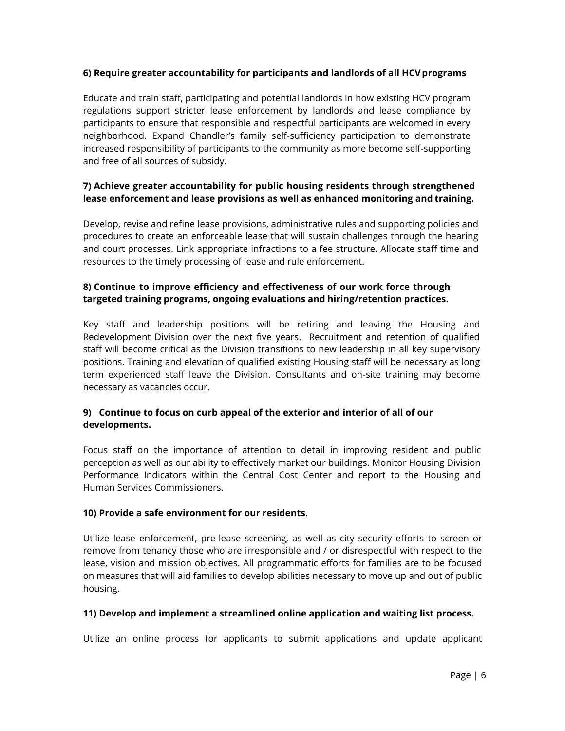**6) Require greater accountability for participants and landlords of all HCV programs**

Educate and train staff, participating and potential landlords in how existing HCV program regulations support stricter lease enforcement by landlords and lease compliance by participants to ensure that responsible and respectful participants are welcomed in every neighborhood. Expand Chandler's family self-sufficiency participation to demonstrate increased responsibility of participants to the community as more become self-supporting and free of all sources of subsidy.

**7) Achieve greater accountability for public housing residents through strengthened lease enforcement and lease provisions as well as enhanced monitoring and training.**

Develop, revise and refine lease provisions, administrative rules and supporting policies and procedures to create an enforceable lease that will sustain challenges through the hearing and court processes. Link appropriate infractions to a fee structure. Allocate staff time and resources to the timely processing of lease and rule enforcement.

**8) Continue to improve efficiency and effectiveness of our work force through targeted training programs, ongoing evaluations and hiring/retention practices.**

Key staff and leadership positions will be retiring and leaving the Housing and Redevelopment Division over the next five years. Recruitment and retention of qualified staff will become critical as the Division transitions to new leadership in all key supervisory positions. Training and elevation of qualified existing Housing staff will be necessary as long term experienced staff leave the Division. Consultants and on-site training may become necessary as vacancies occur.

**9) Continue to focus on curb appeal of the exterior and interior of all of our developments.**

Focus staff on the importance of attention to detail in improving resident and public perception as well as our ability to effectively market our buildings. Monitor Housing Division Performance Indicators within the Central Cost Center and report to the Housing and Human Services Commissioners.

**10) Provide a safe environment for our residents.**

Utilize lease enforcement, pre-lease screening, as well as city security efforts to screen or remove from tenancy those who are irresponsible and / or disrespectful with respect to the lease, vision and mission objectives. All programmatic efforts for families are to be focused on measures that will aid families to develop abilities necessary to move up and out of public housing.

**11) Develop and implement a streamlined online application and waiting list process.**

Utilize an online process for applicants to submit applications and update applicant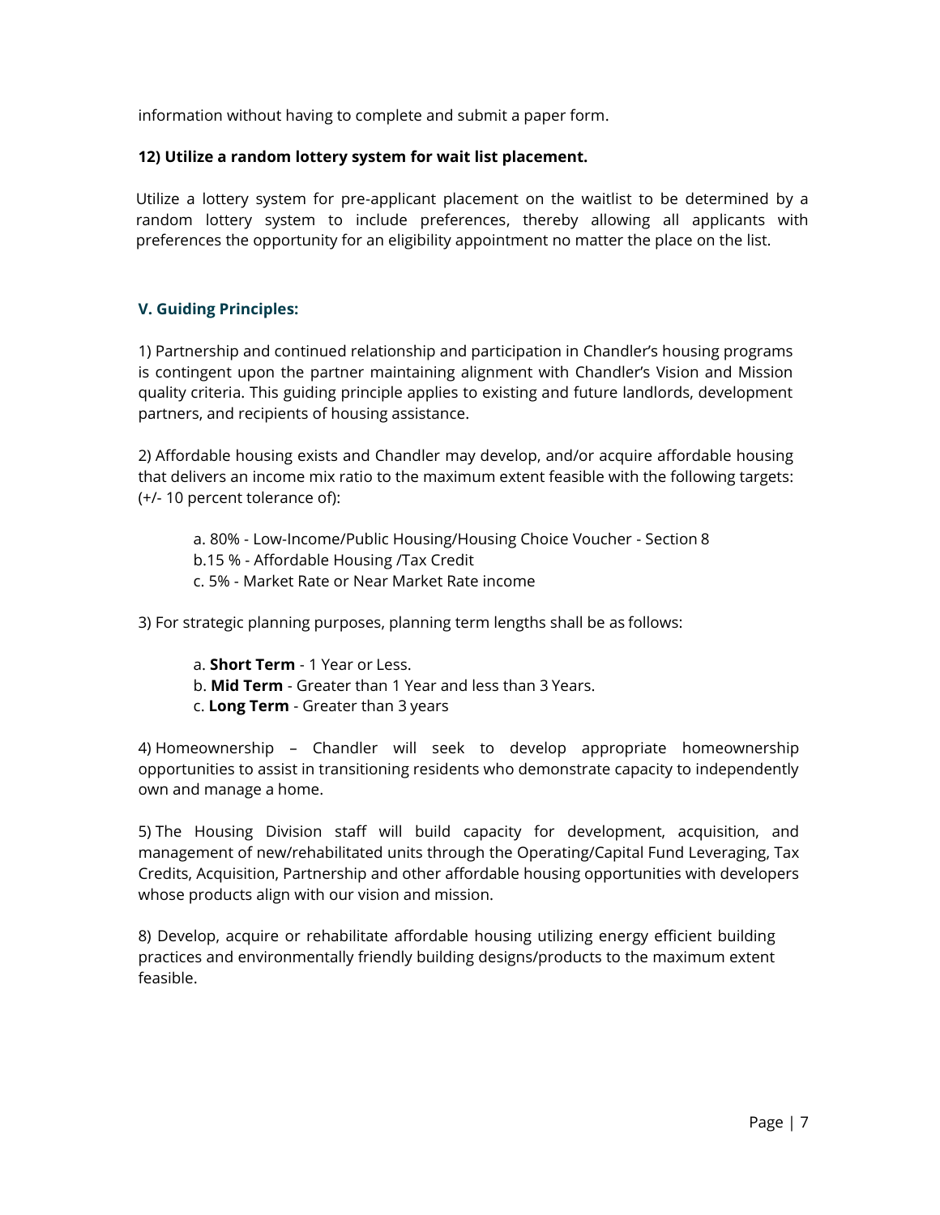information without having to complete and submit a paper form.

**12) Utilize a random lottery system for wait list placement.**

Utilize a lottery system for pre-applicant placement on the waitlist to be determined by a random lottery system to include preferences, thereby allowing all applicants with preferences the opportunity for an eligibility appointment no matter the place on the list.

### V. Guiding Principles:

1) Partnership and continued relationship and participation in Chandler's housing programs is contingent upon the partner maintaining alignment with Chandler's Vision and Mission quality criteria. This guiding principle applies to existing and future landlords, development partners, and recipients of housing assistance.

2) Affordable housing exists and Chandler may develop, and/or acquire affordable housing that delivers an income mix ratio to the maximum extent feasible with the following targets: (+/- 10 percent tolerance of):

a. 80% - Low-Income/Public Housing/Housing Choice Voucher - Section 8
b.15 % - Affordable Housing /Tax Credit
c. 5% - Market Rate or Near Market Rate income

3) For strategic planning purposes, planning term lengths shall be as follows:

a. **Short Term** - 1 Year or Less.
b. **Mid Term** - Greater than 1 Year and less than 3 Years.
c. **Long Term** - Greater than 3 years

4) Homeownership – Chandler will seek to develop appropriate homeownership opportunities to assist in transitioning residents who demonstrate capacity to independently own and manage a home.

5) The Housing Division staff will build capacity for development, acquisition, and management of new/rehabilitated units through the Operating/Capital Fund Leveraging, Tax Credits, Acquisition, Partnership and other affordable housing opportunities with developers whose products align with our vision and mission.

8) Develop, acquire or rehabilitate affordable housing utilizing energy efficient building practices and environmentally friendly building designs/products to the maximum extent feasible.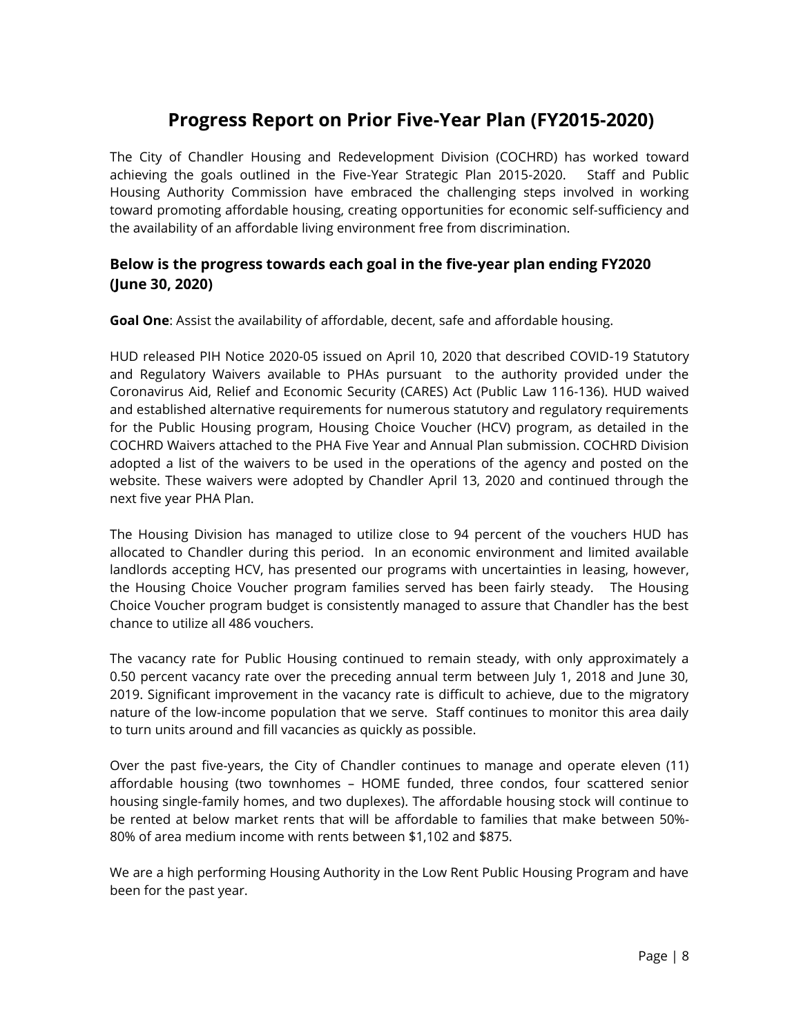# Progress Report on Prior Five-Year Plan (FY2015-2020)

The City of Chandler Housing and Redevelopment Division (COCHRD) has worked toward achieving the goals outlined in the Five-Year Strategic Plan 2015-2020. Staff and Public Housing Authority Commission have embraced the challenging steps involved in working toward promoting affordable housing, creating opportunities for economic self-sufficiency and the availability of an affordable living environment free from discrimination.

### Below is the progress towards each goal in the five-year plan ending FY2020 (June 30, 2020)

**Goal One**: Assist the availability of affordable, decent, safe and affordable housing.

HUD released PIH Notice 2020-05 issued on April 10, 2020 that described COVID-19 Statutory and Regulatory Waivers available to PHAs pursuant to the authority provided under the Coronavirus Aid, Relief and Economic Security (CARES) Act (Public Law 116-136). HUD waived and established alternative requirements for numerous statutory and regulatory requirements for the Public Housing program, Housing Choice Voucher (HCV) program, as detailed in the COCHRD Waivers attached to the PHA Five Year and Annual Plan submission. COCHRD Division adopted a list of the waivers to be used in the operations of the agency and posted on the website. These waivers were adopted by Chandler April 13, 2020 and continued through the next five year PHA Plan.

The Housing Division has managed to utilize close to 94 percent of the vouchers HUD has allocated to Chandler during this period. In an economic environment and limited available landlords accepting HCV, has presented our programs with uncertainties in leasing, however, the Housing Choice Voucher program families served has been fairly steady. The Housing Choice Voucher program budget is consistently managed to assure that Chandler has the best chance to utilize all 486 vouchers.

The vacancy rate for Public Housing continued to remain steady, with only approximately a 0.50 percent vacancy rate over the preceding annual term between July 1, 2018 and June 30, 2019. Significant improvement in the vacancy rate is difficult to achieve, due to the migratory nature of the low-income population that we serve. Staff continues to monitor this area daily to turn units around and fill vacancies as quickly as possible.

Over the past five-years, the City of Chandler continues to manage and operate eleven (11) affordable housing (two townhomes – HOME funded, three condos, four scattered senior housing single-family homes, and two duplexes). The affordable housing stock will continue to be rented at below market rents that will be affordable to families that make between 50%-80% of area medium income with rents between $1,102 and $875.

We are a high performing Housing Authority in the Low Rent Public Housing Program and have been for the past year.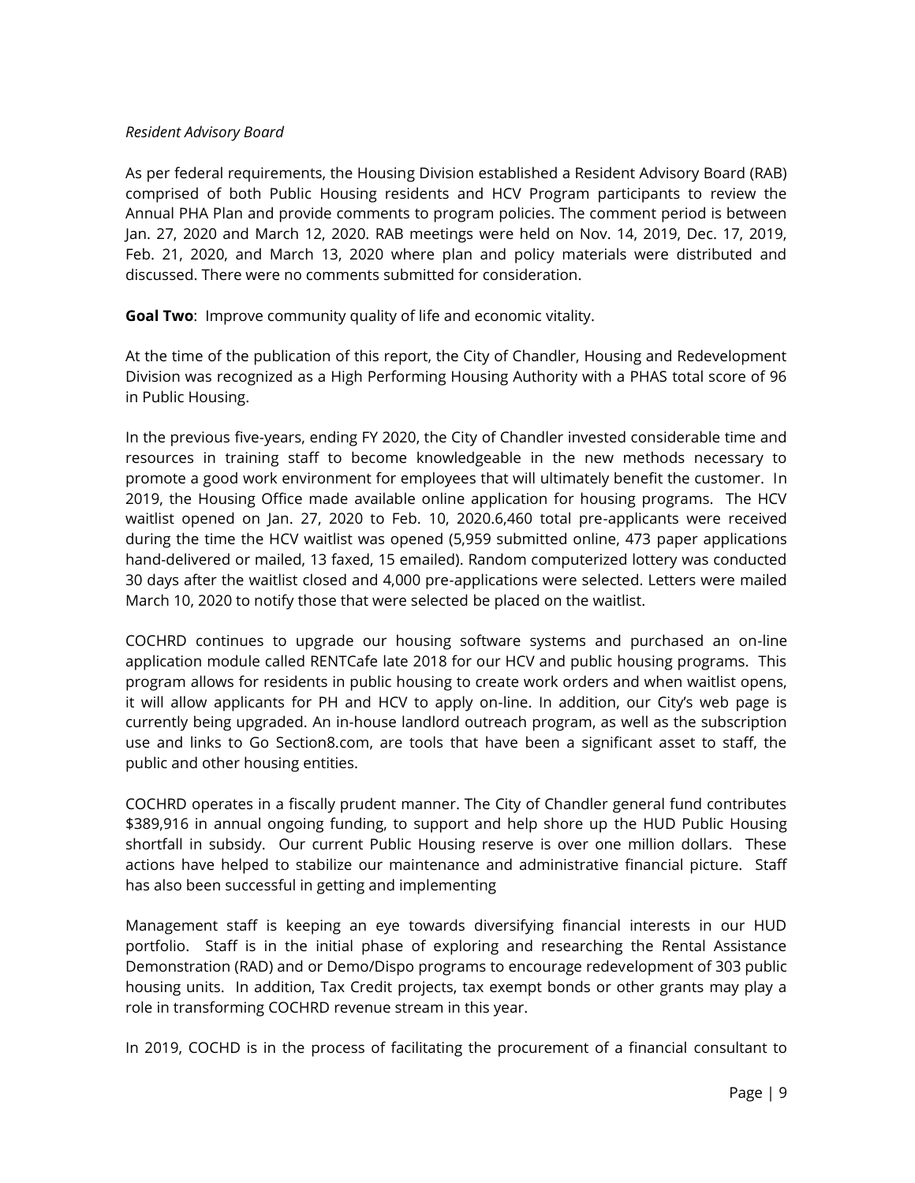*Resident Advisory Board*

As per federal requirements, the Housing Division established a Resident Advisory Board (RAB) comprised of both Public Housing residents and HCV Program participants to review the Annual PHA Plan and provide comments to program policies. The comment period is between Jan. 27, 2020 and March 12, 2020. RAB meetings were held on Nov. 14, 2019, Dec. 17, 2019, Feb. 21, 2020, and March 13, 2020 where plan and policy materials were distributed and discussed. There were no comments submitted for consideration.

**Goal Two**: Improve community quality of life and economic vitality.

At the time of the publication of this report, the City of Chandler, Housing and Redevelopment Division was recognized as a High Performing Housing Authority with a PHAS total score of 96 in Public Housing.

In the previous five-years, ending FY 2020, the City of Chandler invested considerable time and resources in training staff to become knowledgeable in the new methods necessary to promote a good work environment for employees that will ultimately benefit the customer. In 2019, the Housing Office made available online application for housing programs. The HCV waitlist opened on Jan. 27, 2020 to Feb. 10, 2020.6,460 total pre-applicants were received during the time the HCV waitlist was opened (5,959 submitted online, 473 paper applications hand-delivered or mailed, 13 faxed, 15 emailed). Random computerized lottery was conducted 30 days after the waitlist closed and 4,000 pre-applications were selected. Letters were mailed March 10, 2020 to notify those that were selected be placed on the waitlist.

COCHRD continues to upgrade our housing software systems and purchased an on-line application module called RENTCafe late 2018 for our HCV and public housing programs. This program allows for residents in public housing to create work orders and when waitlist opens, it will allow applicants for PH and HCV to apply on-line. In addition, our City's web page is currently being upgraded. An in-house landlord outreach program, as well as the subscription use and links to Go Section8.com, are tools that have been a significant asset to staff, the public and other housing entities.

COCHRD operates in a fiscally prudent manner. The City of Chandler general fund contributes $389,916 in annual ongoing funding, to support and help shore up the HUD Public Housing shortfall in subsidy. Our current Public Housing reserve is over one million dollars. These actions have helped to stabilize our maintenance and administrative financial picture. Staff has also been successful in getting and implementing

Management staff is keeping an eye towards diversifying financial interests in our HUD portfolio. Staff is in the initial phase of exploring and researching the Rental Assistance Demonstration (RAD) and or Demo/Dispo programs to encourage redevelopment of 303 public housing units. In addition, Tax Credit projects, tax exempt bonds or other grants may play a role in transforming COCHRD revenue stream in this year.

In 2019, COCHD is in the process of facilitating the procurement of a financial consultant to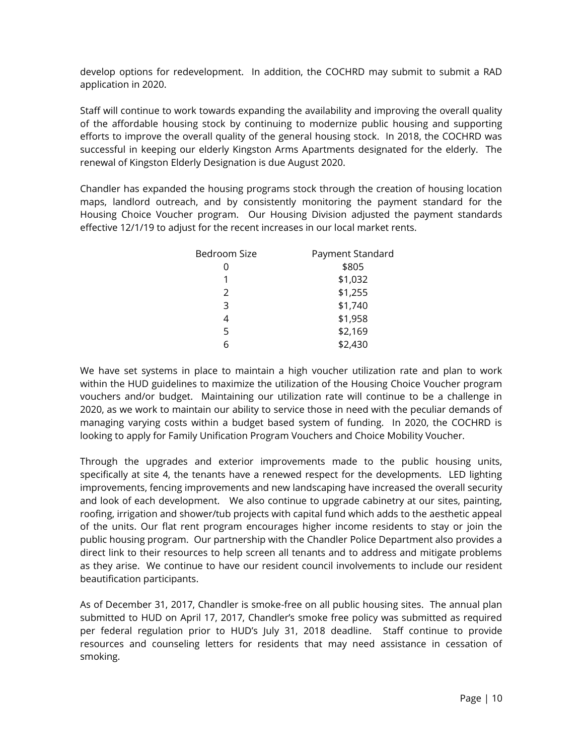develop options for redevelopment. In addition, the COCHRD may submit to submit a RAD application in 2020.

Staff will continue to work towards expanding the availability and improving the overall quality of the affordable housing stock by continuing to modernize public housing and supporting efforts to improve the overall quality of the general housing stock. In 2018, the COCHRD was successful in keeping our elderly Kingston Arms Apartments designated for the elderly. The renewal of Kingston Elderly Designation is due August 2020.

Chandler has expanded the housing programs stock through the creation of housing location maps, landlord outreach, and by consistently monitoring the payment standard for the Housing Choice Voucher program. Our Housing Division adjusted the payment standards effective 12/1/19 to adjust for the recent increases in our local market rents.

| Bedroom Size | Payment Standard |
|---|---|
| 0 | $805 |
| 1 | $1,032 |
| 2 | $1,255 |
| 3 | $1,740 |
| 4 | $1,958 |
| 5 | $2,169 |
| 6 | $2,430 |

We have set systems in place to maintain a high voucher utilization rate and plan to work within the HUD guidelines to maximize the utilization of the Housing Choice Voucher program vouchers and/or budget. Maintaining our utilization rate will continue to be a challenge in 2020, as we work to maintain our ability to service those in need with the peculiar demands of managing varying costs within a budget based system of funding. In 2020, the COCHRD is looking to apply for Family Unification Program Vouchers and Choice Mobility Voucher.

Through the upgrades and exterior improvements made to the public housing units, specifically at site 4, the tenants have a renewed respect for the developments. LED lighting improvements, fencing improvements and new landscaping have increased the overall security and look of each development. We also continue to upgrade cabinetry at our sites, painting, roofing, irrigation and shower/tub projects with capital fund which adds to the aesthetic appeal of the units. Our flat rent program encourages higher income residents to stay or join the public housing program. Our partnership with the Chandler Police Department also provides a direct link to their resources to help screen all tenants and to address and mitigate problems as they arise. We continue to have our resident council involvements to include our resident beautification participants.

As of December 31, 2017, Chandler is smoke-free on all public housing sites. The annual plan submitted to HUD on April 17, 2017, Chandler's smoke free policy was submitted as required per federal regulation prior to HUD's July 31, 2018 deadline. Staff continue to provide resources and counseling letters for residents that may need assistance in cessation of smoking.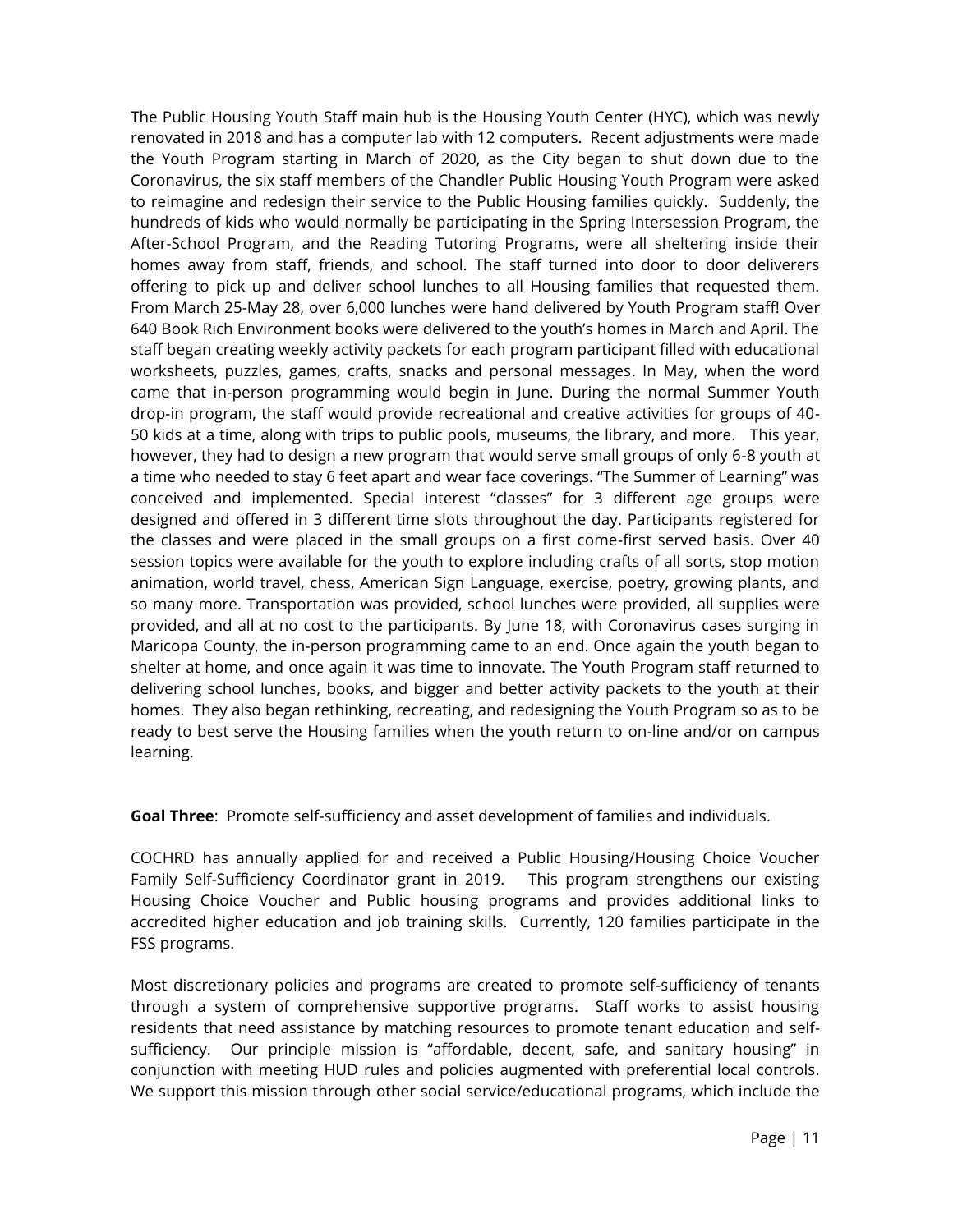The Public Housing Youth Staff main hub is the Housing Youth Center (HYC), which was newly renovated in 2018 and has a computer lab with 12 computers. Recent adjustments were made the Youth Program starting in March of 2020, as the City began to shut down due to the Coronavirus, the six staff members of the Chandler Public Housing Youth Program were asked to reimagine and redesign their service to the Public Housing families quickly. Suddenly, the hundreds of kids who would normally be participating in the Spring Intersession Program, the After-School Program, and the Reading Tutoring Programs, were all sheltering inside their homes away from staff, friends, and school. The staff turned into door to door deliverers offering to pick up and deliver school lunches to all Housing families that requested them. From March 25-May 28, over 6,000 lunches were hand delivered by Youth Program staff! Over 640 Book Rich Environment books were delivered to the youth's homes in March and April. The staff began creating weekly activity packets for each program participant filled with educational worksheets, puzzles, games, crafts, snacks and personal messages. In May, when the word came that in-person programming would begin in June. During the normal Summer Youth drop-in program, the staff would provide recreational and creative activities for groups of 40-50 kids at a time, along with trips to public pools, museums, the library, and more. This year, however, they had to design a new program that would serve small groups of only 6-8 youth at a time who needed to stay 6 feet apart and wear face coverings. "The Summer of Learning" was conceived and implemented. Special interest "classes" for 3 different age groups were designed and offered in 3 different time slots throughout the day. Participants registered for the classes and were placed in the small groups on a first come-first served basis. Over 40 session topics were available for the youth to explore including crafts of all sorts, stop motion animation, world travel, chess, American Sign Language, exercise, poetry, growing plants, and so many more. Transportation was provided, school lunches were provided, all supplies were provided, and all at no cost to the participants. By June 18, with Coronavirus cases surging in Maricopa County, the in-person programming came to an end. Once again the youth began to shelter at home, and once again it was time to innovate. The Youth Program staff returned to delivering school lunches, books, and bigger and better activity packets to the youth at their homes. They also began rethinking, recreating, and redesigning the Youth Program so as to be ready to best serve the Housing families when the youth return to on-line and/or on campus learning.

**Goal Three**: Promote self-sufficiency and asset development of families and individuals.

COCHRD has annually applied for and received a Public Housing/Housing Choice Voucher Family Self-Sufficiency Coordinator grant in 2019. This program strengthens our existing Housing Choice Voucher and Public housing programs and provides additional links to accredited higher education and job training skills. Currently, 120 families participate in the FSS programs.

Most discretionary policies and programs are created to promote self-sufficiency of tenants through a system of comprehensive supportive programs. Staff works to assist housing residents that need assistance by matching resources to promote tenant education and self-sufficiency. Our principle mission is "affordable, decent, safe, and sanitary housing" in conjunction with meeting HUD rules and policies augmented with preferential local controls. We support this mission through other social service/educational programs, which include the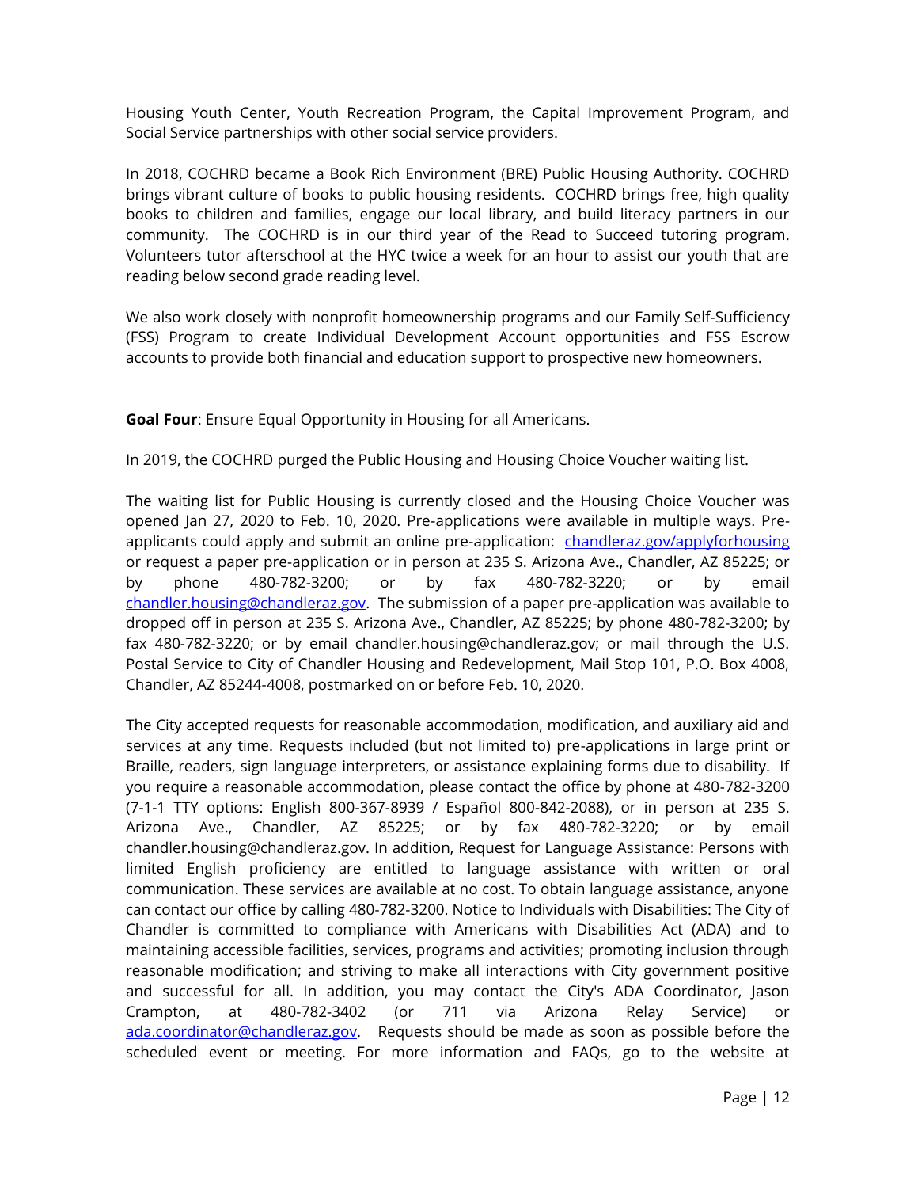Housing Youth Center, Youth Recreation Program, the Capital Improvement Program, and Social Service partnerships with other social service providers.

In 2018, COCHRD became a Book Rich Environment (BRE) Public Housing Authority. COCHRD brings vibrant culture of books to public housing residents. COCHRD brings free, high quality books to children and families, engage our local library, and build literacy partners in our community. The COCHRD is in our third year of the Read to Succeed tutoring program. Volunteers tutor afterschool at the HYC twice a week for an hour to assist our youth that are reading below second grade reading level.

We also work closely with nonprofit homeownership programs and our Family Self-Sufficiency (FSS) Program to create Individual Development Account opportunities and FSS Escrow accounts to provide both financial and education support to prospective new homeowners.

**Goal Four**: Ensure Equal Opportunity in Housing for all Americans.

In 2019, the COCHRD purged the Public Housing and Housing Choice Voucher waiting list.

The waiting list for Public Housing is currently closed and the Housing Choice Voucher was opened Jan 27, 2020 to Feb. 10, 2020. Pre-applications were available in multiple ways. Pre-applicants could apply and submit an online pre-application: chandleraz.gov/applyforhousing or request a paper pre-application or in person at 235 S. Arizona Ave., Chandler, AZ 85225; or by phone 480-782-3200; or by fax 480-782-3220; or by email chandler.housing@chandleraz.gov. The submission of a paper pre-application was available to dropped off in person at 235 S. Arizona Ave., Chandler, AZ 85225; by phone 480-782-3200; by fax 480-782-3220; or by email chandler.housing@chandleraz.gov; or mail through the U.S. Postal Service to City of Chandler Housing and Redevelopment, Mail Stop 101, P.O. Box 4008, Chandler, AZ 85244-4008, postmarked on or before Feb. 10, 2020.

The City accepted requests for reasonable accommodation, modification, and auxiliary aid and services at any time. Requests included (but not limited to) pre-applications in large print or Braille, readers, sign language interpreters, or assistance explaining forms due to disability. If you require a reasonable accommodation, please contact the office by phone at 480-782-3200 (7-1-1 TTY options: English 800-367-8939 / Español 800-842-2088), or in person at 235 S. Arizona Ave., Chandler, AZ 85225; or by fax 480-782-3220; or by email chandler.housing@chandleraz.gov. In addition, Request for Language Assistance: Persons with limited English proficiency are entitled to language assistance with written or oral communication. These services are available at no cost. To obtain language assistance, anyone can contact our office by calling 480-782-3200. Notice to Individuals with Disabilities: The City of Chandler is committed to compliance with Americans with Disabilities Act (ADA) and to maintaining accessible facilities, services, programs and activities; promoting inclusion through reasonable modification; and striving to make all interactions with City government positive and successful for all. In addition, you may contact the City's ADA Coordinator, Jason Crampton, at 480-782-3402 (or 711 via Arizona Relay Service) or ada.coordinator@chandleraz.gov. Requests should be made as soon as possible before the scheduled event or meeting. For more information and FAQs, go to the website at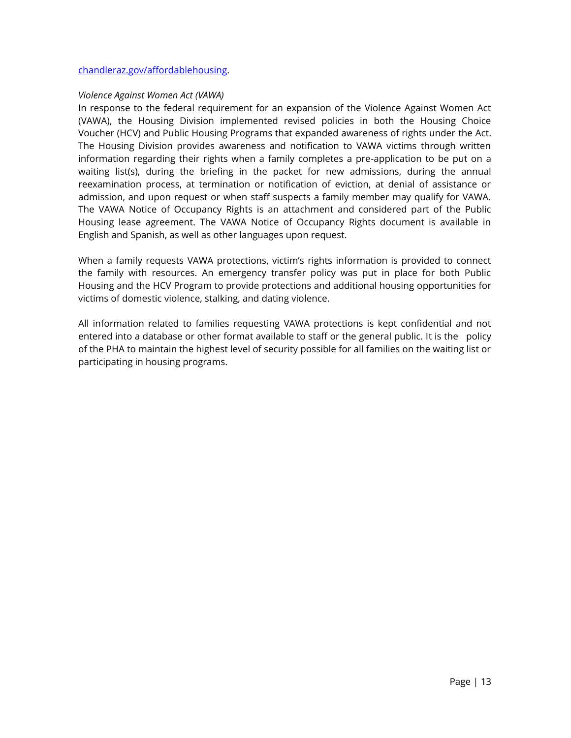chandleraz.gov/affordablehousing.

*Violence Against Women Act (VAWA)*

In response to the federal requirement for an expansion of the Violence Against Women Act (VAWA), the Housing Division implemented revised policies in both the Housing Choice Voucher (HCV) and Public Housing Programs that expanded awareness of rights under the Act. The Housing Division provides awareness and notification to VAWA victims through written information regarding their rights when a family completes a pre-application to be put on a waiting list(s), during the briefing in the packet for new admissions, during the annual reexamination process, at termination or notification of eviction, at denial of assistance or admission, and upon request or when staff suspects a family member may qualify for VAWA. The VAWA Notice of Occupancy Rights is an attachment and considered part of the Public Housing lease agreement. The VAWA Notice of Occupancy Rights document is available in English and Spanish, as well as other languages upon request.

When a family requests VAWA protections, victim's rights information is provided to connect the family with resources. An emergency transfer policy was put in place for both Public Housing and the HCV Program to provide protections and additional housing opportunities for victims of domestic violence, stalking, and dating violence.

All information related to families requesting VAWA protections is kept confidential and not entered into a database or other format available to staff or the general public. It is the policy of the PHA to maintain the highest level of security possible for all families on the waiting list or participating in housing programs.